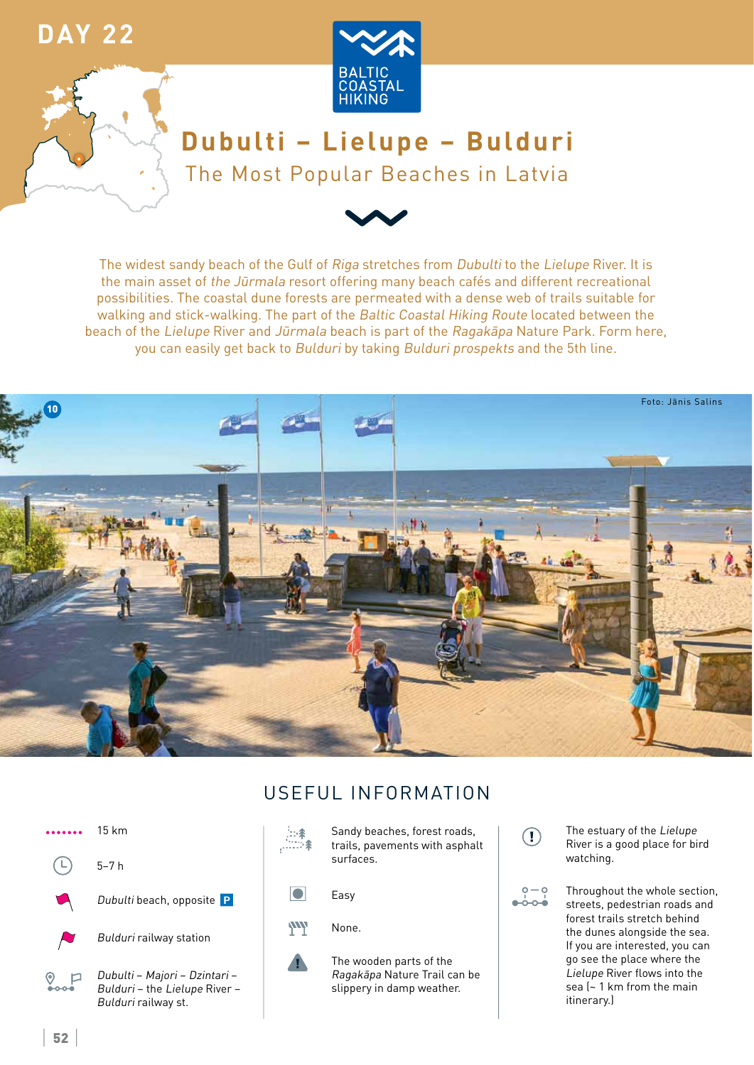DAY 22

BALTIC COASTAL HIKING

# Dubulti – Lielupe – Bulduri

## The Most Popular Beaches in Latvia

The widest sandy beach of the Gulf of *Riga* stretches from *Dubulti* to the *Lielupe* River. It is the main asset of *the Jūrmala* resort offering many beach cafés and different recreational possibilities. The coastal dune forests are permeated with a dense web of trails suitable for walking and stick-walking. The part of the *Baltic Coastal Hiking Route* located between the beach of the *Lielupe* River and *Jūrmala* beach is part of the *Ragakāpa* Nature Park. Form here, you can easily get back to *Bulduri* by taking *Bulduri prospekts* and the 5th line.

10

Foto: Jānis Salins

## USEFUL INFORMATION

15 km

5–7 h

*Dubulti* beach, opposite P

*Bulduri* railway station

*Dubulti – Majori – Dzintari – Bulduri* – the *Lielupe* River – *Bulduri* railway st.

Sandy beaches, forest roads, trails, pavements with asphalt surfaces.

Easy

None.

The wooden parts of the *Ragakāpa* Nature Trail can be slippery in damp weather.

The estuary of the *Lielupe* River is a good place for bird watching.

Throughout the whole section, streets, pedestrian roads and forest trails stretch behind the dunes alongside the sea. If you are interested, you can go see the place where the *Lielupe* River flows into the sea (~ 1 km from the main itinerary.)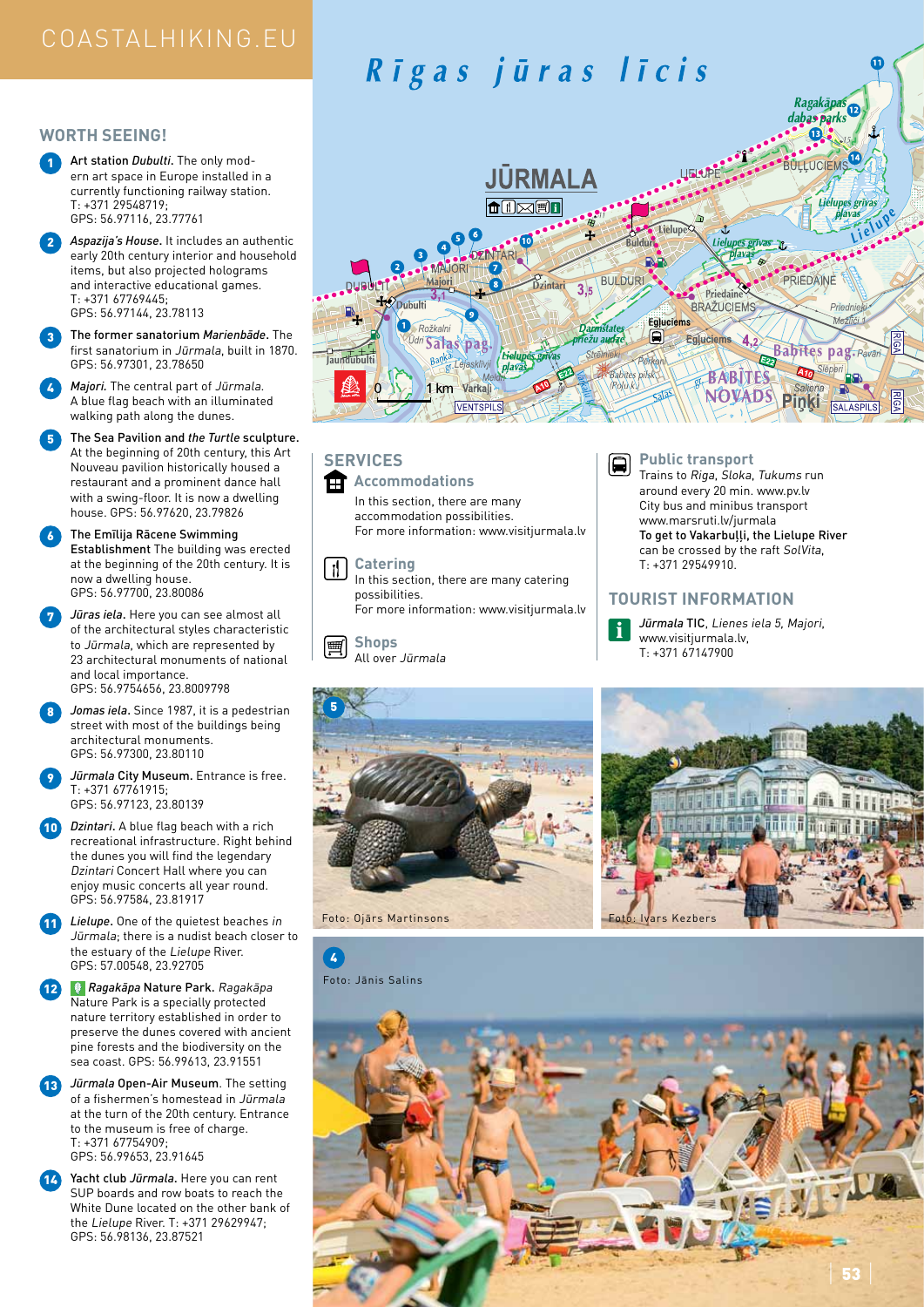COASTALHIKING.EU

## WORTH SEEING!

1. Art station *Dubulti*. The only modern art space in Europe installed in a currently functioning railway station. T: +371 29548719; GPS: 56.97116, 23.77761
2. *Aspazija's House*. It includes an authentic early 20th century interior and household items, but also projected holograms and interactive educational games. T: +371 67769445; GPS: 56.97144, 23.78113
3. The former sanatorium *Marienbāde*. The first sanatorium in *Jūrmala*, built in 1870. GPS: 56.97301, 23.78650
4. *Majori*. The central part of *Jūrmala*. A blue flag beach with an illuminated walking path along the dunes.
5. The Sea Pavilion and *the Turtle* sculpture. At the beginning of 20th century, this Art Nouveau pavilion historically housed a restaurant and a prominent dance hall with a swing-floor. It is now a dwelling house. GPS: 56.97620, 23.79826
6. The Emīlija Rācene Swimming Establishment The building was erected at the beginning of the 20th century. It is now a dwelling house. GPS: 56.97700, 23.80086
7. *Jūras iela*. Here you can see almost all of the architectural styles characteristic to *Jūrmala*, which are represented by 23 architectural monuments of national and local importance. GPS: 56.9754656, 23.8009798
8. *Jomas iela*. Since 1987, it is a pedestrian street with most of the buildings being architectural monuments. GPS: 56.97300, 23.80110
9. *Jūrmala* City Museum. Entrance is free. T: +371 67761915; GPS: 56.97123, 23.80139
10. *Dzintari*. A blue flag beach with a rich recreational infrastructure. Right behind the dunes you will find the legendary *Dzintari* Concert Hall where you can enjoy music concerts all year round. GPS: 56.97584, 23.81917
11. *Lielupe*. One of the quietest beaches *in Jūrmala*; there is a nudist beach closer to the estuary of the *Lielupe* River. GPS: 57.00548, 23.92705
12. *Ragakāpa* Nature Park. *Ragakāpa* Nature Park is a specially protected nature territory established in order to preserve the dunes covered with ancient pine forests and the biodiversity on the sea coast. GPS: 56.99613, 23.91551
13. *Jūrmala* Open-Air Museum. The setting of a fishermen's homestead in *Jūrmala* at the turn of the 20th century. Entrance to the museum is free of charge. T: +371 67754909; GPS: 56.99653, 23.91645
14. Yacht club *Jūrmala*. Here you can rent SUP boards and row boats to reach the White Dune located on the other bank of the *Lielupe* River. T: +371 29629947; GPS: 56.98136, 23.87521

Rīgas jūras līcis

JŪRMALA

## SERVICES

### Accommodations

In this section, there are many accommodation possibilities.
For more information: www.visitjurmala.lv

### Catering

In this section, there are many catering possibilities.
For more information: www.visitjurmala.lv

### Shops

All over *Jūrmala*

### Public transport

Trains to *Riga*, *Sloka*, *Tukums* run around every 20 min. www.pv.lv
City bus and minibus transport www.marsruti.lv/jurmala
**To get to Vakarbuļļi, the Lielupe River** can be crossed by the raft *SolVita*, T: +371 29549910.

## TOURIST INFORMATION

*Jūrmala* TIC, *Lienes iela 5, Majori*, www.visitjurmala.lv, T: +371 67147900

5 — Foto: Ojārs Martinsons

Foto: Ivars Kezbers

4 — Foto: Jānis Salins